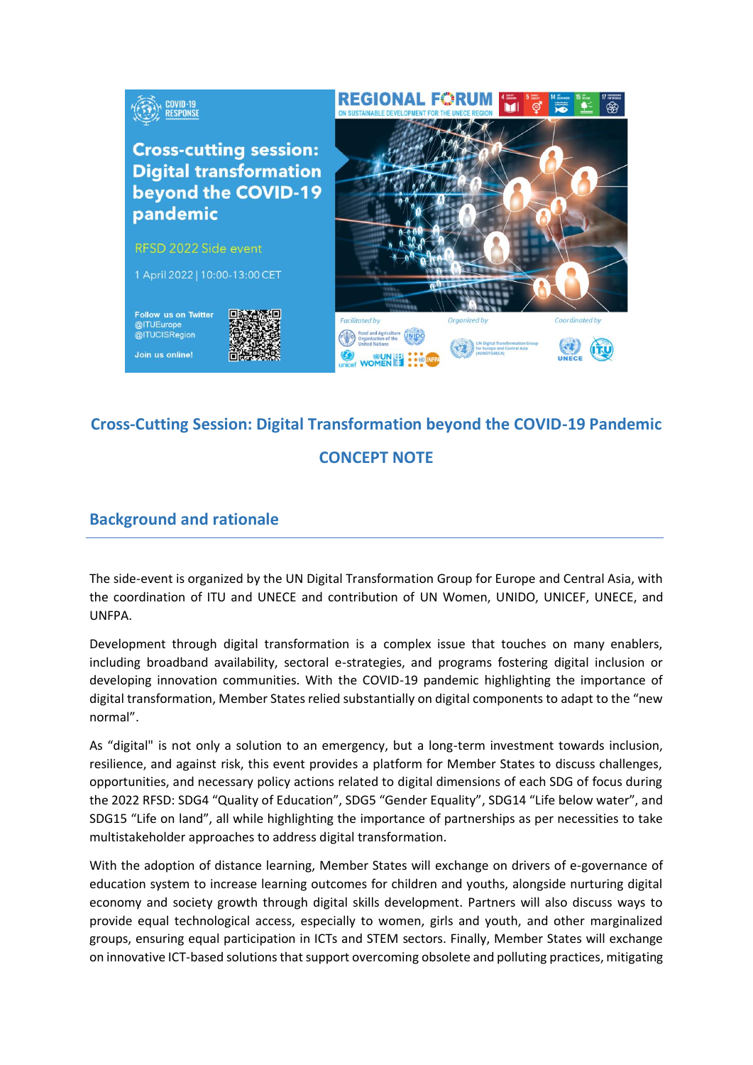COVID-19 RESPONSE

**Cross-cutting session: Digital transformation beyond the COVID-19 pandemic**

RFSD 2022 Side event

1 April 2022 | 10:00-13:00 CET

Follow us on Twitter
@ITUEurope
@ITUCISRegion

Join us online!

REGIONAL FORUM ON SUSTAINABLE DEVELOPMENT FOR THE UNECE REGION

Facilitated by | Organized by | Coordinated by

# Cross-Cutting Session: Digital Transformation beyond the COVID-19 Pandemic

## CONCEPT NOTE

## Background and rationale

The side-event is organized by the UN Digital Transformation Group for Europe and Central Asia, with the coordination of ITU and UNECE and contribution of UN Women, UNIDO, UNICEF, UNECE, and UNFPA.

Development through digital transformation is a complex issue that touches on many enablers, including broadband availability, sectoral e-strategies, and programs fostering digital inclusion or developing innovation communities. With the COVID-19 pandemic highlighting the importance of digital transformation, Member States relied substantially on digital components to adapt to the "new normal".

As "digital" is not only a solution to an emergency, but a long-term investment towards inclusion, resilience, and against risk, this event provides a platform for Member States to discuss challenges, opportunities, and necessary policy actions related to digital dimensions of each SDG of focus during the 2022 RFSD: SDG4 "Quality of Education", SDG5 "Gender Equality", SDG14 "Life below water", and SDG15 "Life on land", all while highlighting the importance of partnerships as per necessities to take multistakeholder approaches to address digital transformation.

With the adoption of distance learning, Member States will exchange on drivers of e-governance of education system to increase learning outcomes for children and youths, alongside nurturing digital economy and society growth through digital skills development. Partners will also discuss ways to provide equal technological access, especially to women, girls and youth, and other marginalized groups, ensuring equal participation in ICTs and STEM sectors. Finally, Member States will exchange on innovative ICT-based solutions that support overcoming obsolete and polluting practices, mitigating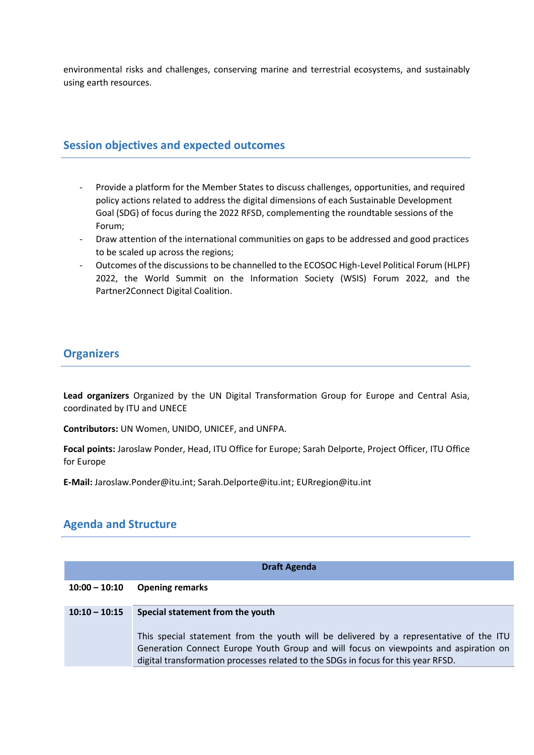environmental risks and challenges, conserving marine and terrestrial ecosystems, and sustainably using earth resources.

## Session objectives and expected outcomes

- Provide a platform for the Member States to discuss challenges, opportunities, and required policy actions related to address the digital dimensions of each Sustainable Development Goal (SDG) of focus during the 2022 RFSD, complementing the roundtable sessions of the Forum;
- Draw attention of the international communities on gaps to be addressed and good practices to be scaled up across the regions;
- Outcomes of the discussions to be channelled to the ECOSOC High-Level Political Forum (HLPF) 2022, the World Summit on the Information Society (WSIS) Forum 2022, and the Partner2Connect Digital Coalition.

## Organizers

**Lead organizers** Organized by the UN Digital Transformation Group for Europe and Central Asia, coordinated by ITU and UNECE

**Contributors:** UN Women, UNIDO, UNICEF, and UNFPA.

**Focal points:** Jaroslaw Ponder, Head, ITU Office for Europe; Sarah Delporte, Project Officer, ITU Office for Europe

**E-Mail:** Jaroslaw.Ponder@itu.int; Sarah.Delporte@itu.int; EURregion@itu.int

## Agenda and Structure

| Draft Agenda | |
|---|---|
| **10:00 – 10:10** | **Opening remarks** |
| **10:10 – 10:15** | **Special statement from the youth**<br><br>This special statement from the youth will be delivered by a representative of the ITU Generation Connect Europe Youth Group and will focus on viewpoints and aspiration on digital transformation processes related to the SDGs in focus for this year RFSD. |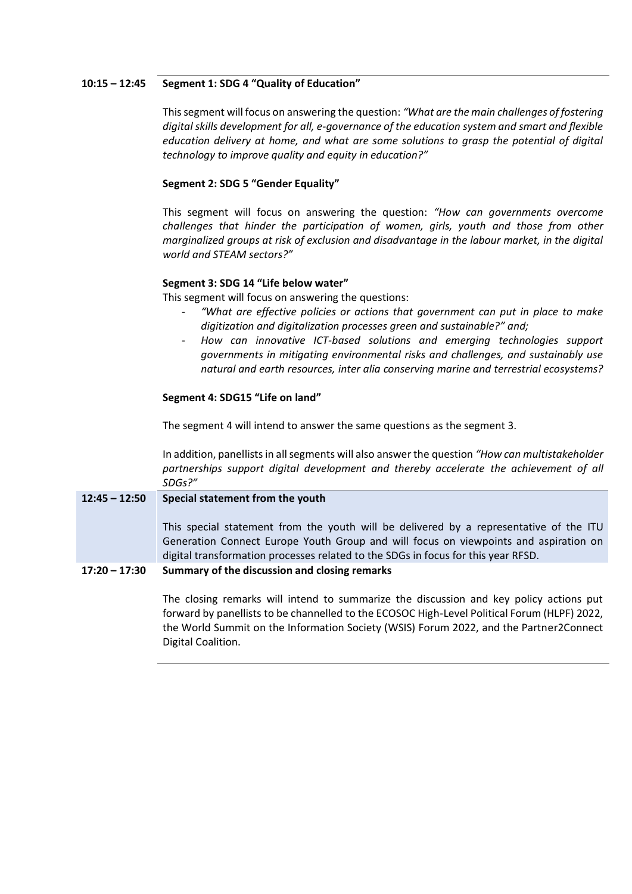**10:15 – 12:45** **Segment 1: SDG 4 "Quality of Education"**

This segment will focus on answering the question: *"What are the main challenges of fostering digital skills development for all, e-governance of the education system and smart and flexible education delivery at home, and what are some solutions to grasp the potential of digital technology to improve quality and equity in education?"*

**Segment 2: SDG 5 "Gender Equality"**

This segment will focus on answering the question: *"How can governments overcome challenges that hinder the participation of women, girls, youth and those from other marginalized groups at risk of exclusion and disadvantage in the labour market, in the digital world and STEAM sectors?"*

**Segment 3: SDG 14 "Life below water"**

This segment will focus on answering the questions:

- *"What are effective policies or actions that government can put in place to make digitization and digitalization processes green and sustainable?" and;*
- *How can innovative ICT-based solutions and emerging technologies support governments in mitigating environmental risks and challenges, and sustainably use natural and earth resources, inter alia conserving marine and terrestrial ecosystems?*

**Segment 4: SDG15 "Life on land"**

The segment 4 will intend to answer the same questions as the segment 3.

In addition, panellists in all segments will also answer the question *"How can multistakeholder partnerships support digital development and thereby accelerate the achievement of all SDGs?"*

**12:45 – 12:50** **Special statement from the youth**

This special statement from the youth will be delivered by a representative of the ITU Generation Connect Europe Youth Group and will focus on viewpoints and aspiration on digital transformation processes related to the SDGs in focus for this year RFSD.

**17:20 – 17:30** **Summary of the discussion and closing remarks**

The closing remarks will intend to summarize the discussion and key policy actions put forward by panellists to be channelled to the ECOSOC High-Level Political Forum (HLPF) 2022, the World Summit on the Information Society (WSIS) Forum 2022, and the Partner2Connect Digital Coalition.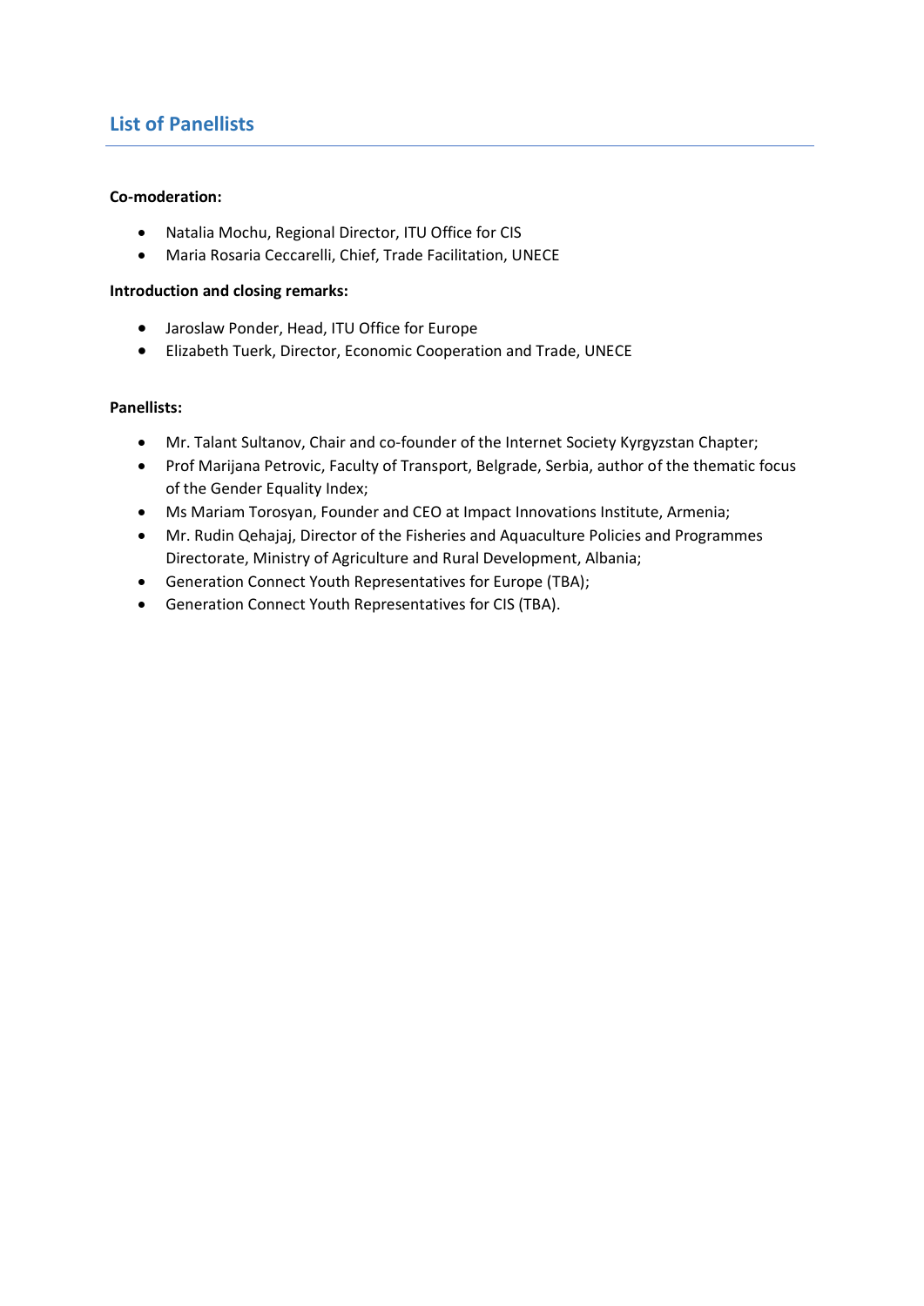## List of Panellists

**Co-moderation:**

- Natalia Mochu, Regional Director, ITU Office for CIS
- Maria Rosaria Ceccarelli, Chief, Trade Facilitation, UNECE

**Introduction and closing remarks:**

- Jaroslaw Ponder, Head, ITU Office for Europe
- Elizabeth Tuerk, Director, Economic Cooperation and Trade, UNECE

**Panellists:**

- Mr. Talant Sultanov, Chair and co-founder of the Internet Society Kyrgyzstan Chapter;
- Prof Marijana Petrovic, Faculty of Transport, Belgrade, Serbia, author of the thematic focus of the Gender Equality Index;
- Ms Mariam Torosyan, Founder and CEO at Impact Innovations Institute, Armenia;
- Mr. Rudin Qehajaj, Director of the Fisheries and Aquaculture Policies and Programmes Directorate, Ministry of Agriculture and Rural Development, Albania;
- Generation Connect Youth Representatives for Europe (TBA);
- Generation Connect Youth Representatives for CIS (TBA).